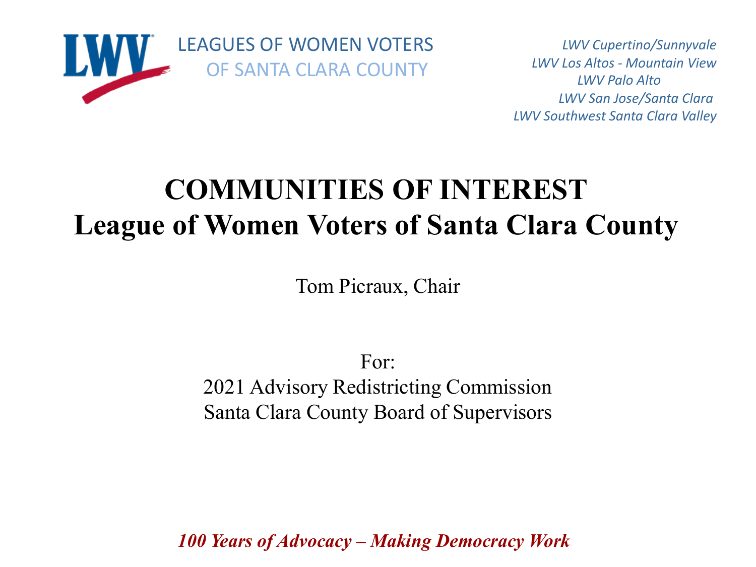LEAGUES OF WOMEN VOTERS
OF SANTA CLARA COUNTY

*LWV Cupertino/Sunnyvale*
*LWV Los Altos - Mountain View*
*LWV Palo Alto*
*LWV San Jose/Santa Clara*
*LWV Southwest Santa Clara Valley*

# COMMUNITIES OF INTEREST
## League of Women Voters of Santa Clara County

Tom Picraux, Chair

For:
2021 Advisory Redistricting Commission
Santa Clara County Board of Supervisors

***100 Years of Advocacy – Making Democracy Work***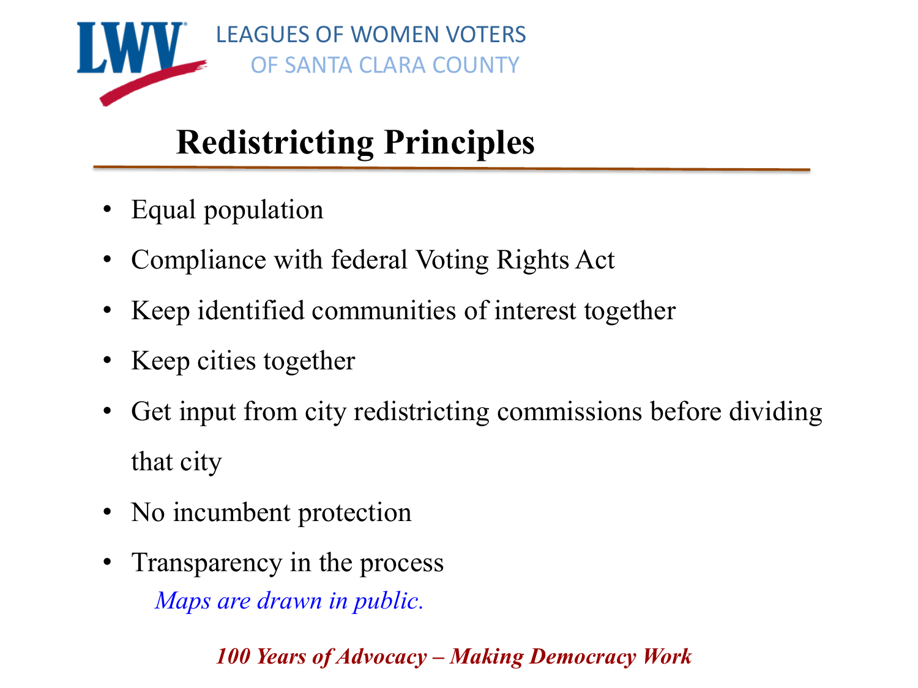LEAGUES OF WOMEN VOTERS
OF SANTA CLARA COUNTY

# Redistricting Principles

- Equal population
- Compliance with federal Voting Rights Act
- Keep identified communities of interest together
- Keep cities together
- Get input from city redistricting commissions before dividing that city
- No incumbent protection
- Transparency in the process

  *Maps are drawn in public.*

***100 Years of Advocacy – Making Democracy Work***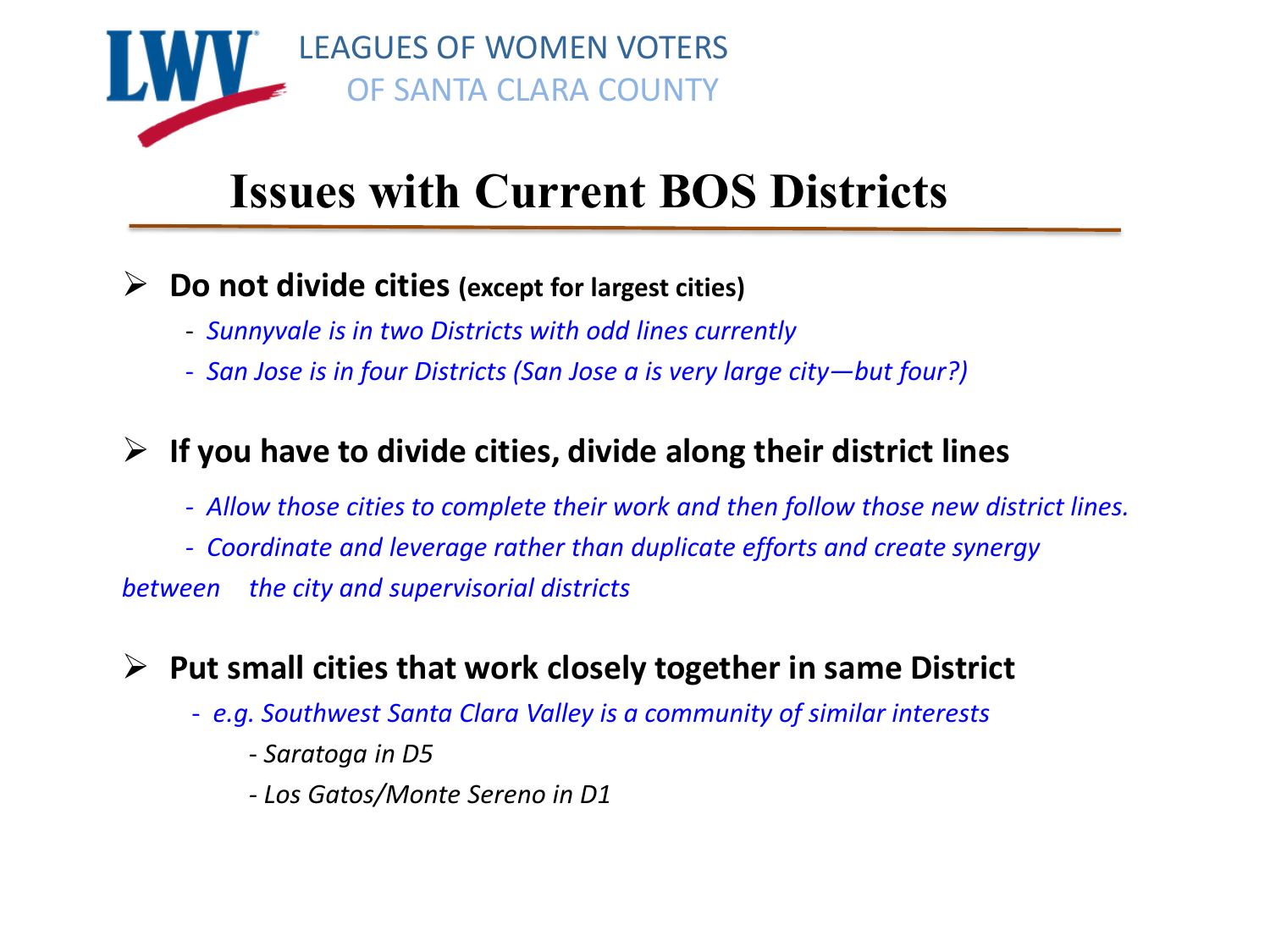LEAGUES OF WOMEN VOTERS
OF SANTA CLARA COUNTY

# Issues with Current BOS Districts

- **Do not divide cities (except for largest cities)**
  - *Sunnyvale is in two Districts with odd lines currently*
  - *San Jose is in four Districts (San Jose a is very large city—but four?)*

- **If you have to divide cities, divide along their district lines**
  - *Allow those cities to complete their work and then follow those new district lines.*
  - *Coordinate and leverage rather than duplicate efforts and create synergy between the city and supervisorial districts*

- **Put small cities that work closely together in same District**
  - *e.g. Southwest Santa Clara Valley is a community of similar interests*
    - *Saratoga in D5*
    - *Los Gatos/Monte Sereno in D1*